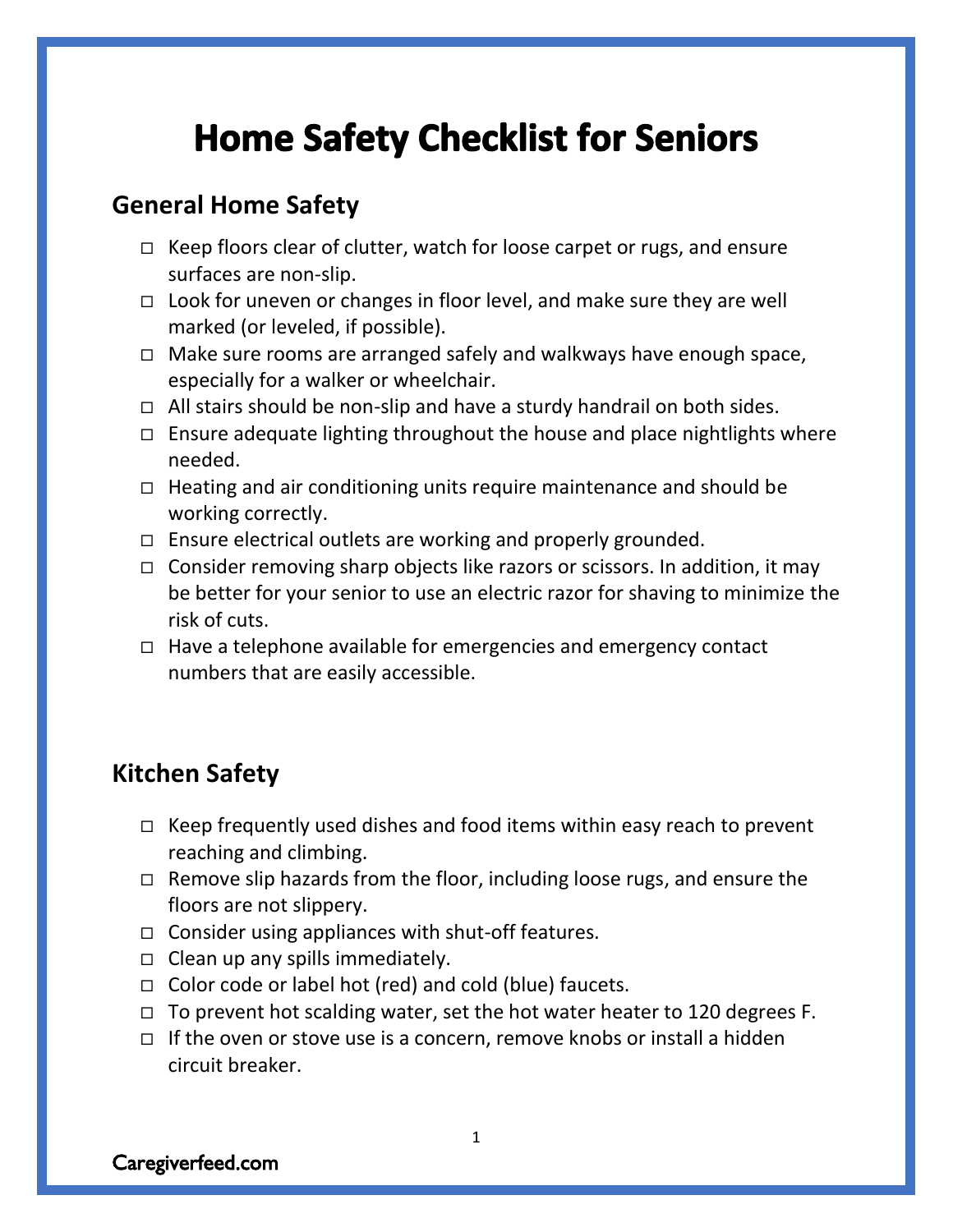# Home Safety Checklist for Seniors

## General Home Safety

- ☐ Keep floors clear of clutter, watch for loose carpet or rugs, and ensure surfaces are non-slip.
- ☐ Look for uneven or changes in floor level, and make sure they are well marked (or leveled, if possible).
- ☐ Make sure rooms are arranged safely and walkways have enough space, especially for a walker or wheelchair.
- ☐ All stairs should be non-slip and have a sturdy handrail on both sides.
- ☐ Ensure adequate lighting throughout the house and place nightlights where needed.
- ☐ Heating and air conditioning units require maintenance and should be working correctly.
- ☐ Ensure electrical outlets are working and properly grounded.
- ☐ Consider removing sharp objects like razors or scissors. In addition, it may be better for your senior to use an electric razor for shaving to minimize the risk of cuts.
- ☐ Have a telephone available for emergencies and emergency contact numbers that are easily accessible.

## Kitchen Safety

- ☐ Keep frequently used dishes and food items within easy reach to prevent reaching and climbing.
- ☐ Remove slip hazards from the floor, including loose rugs, and ensure the floors are not slippery.
- ☐ Consider using appliances with shut-off features.
- ☐ Clean up any spills immediately.
- ☐ Color code or label hot (red) and cold (blue) faucets.
- ☐ To prevent hot scalding water, set the hot water heater to 120 degrees F.
- ☐ If the oven or stove use is a concern, remove knobs or install a hidden circuit breaker.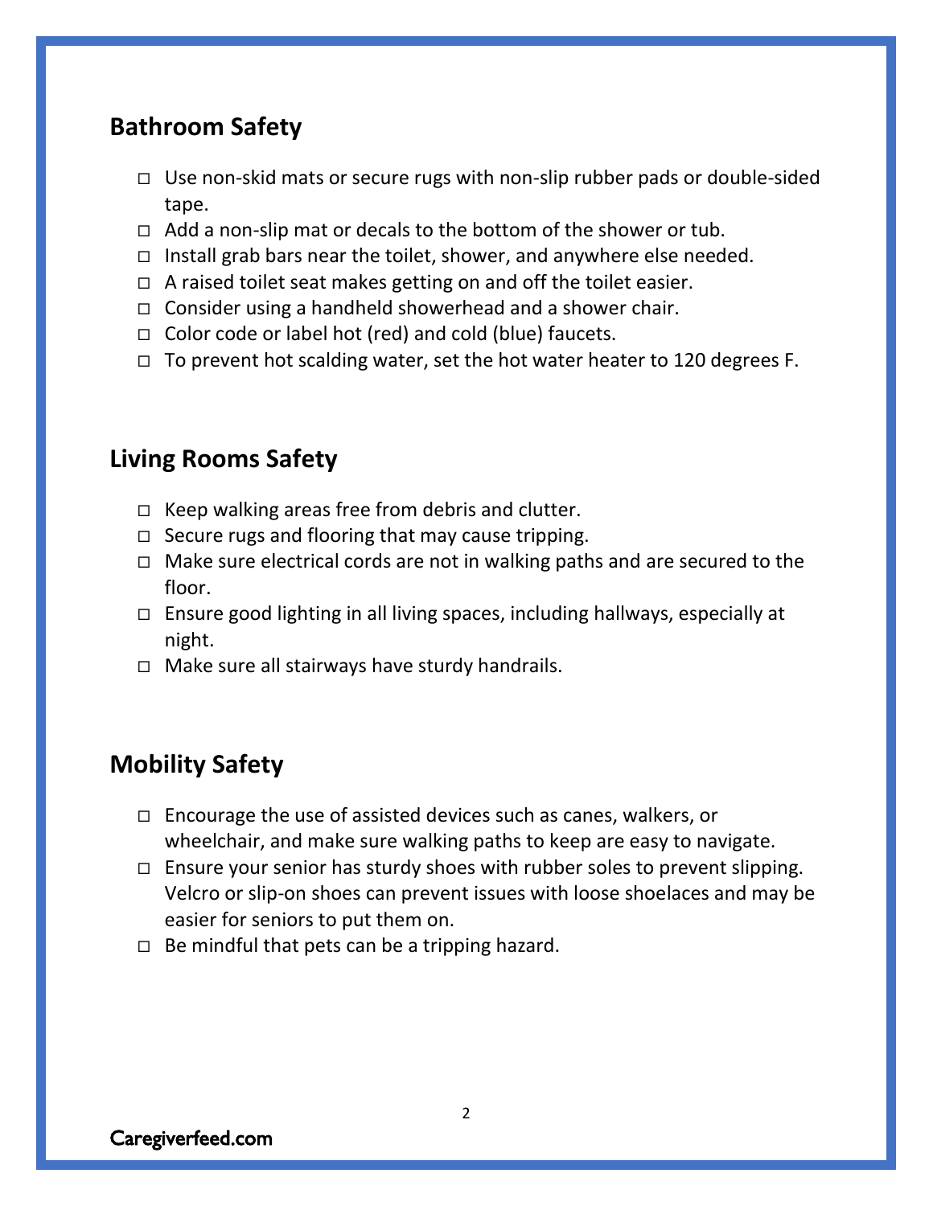## Bathroom Safety

- ☐ Use non-skid mats or secure rugs with non-slip rubber pads or double-sided tape.
- ☐ Add a non-slip mat or decals to the bottom of the shower or tub.
- ☐ Install grab bars near the toilet, shower, and anywhere else needed.
- ☐ A raised toilet seat makes getting on and off the toilet easier.
- ☐ Consider using a handheld showerhead and a shower chair.
- ☐ Color code or label hot (red) and cold (blue) faucets.
- ☐ To prevent hot scalding water, set the hot water heater to 120 degrees F.

## Living Rooms Safety

- ☐ Keep walking areas free from debris and clutter.
- ☐ Secure rugs and flooring that may cause tripping.
- ☐ Make sure electrical cords are not in walking paths and are secured to the floor.
- ☐ Ensure good lighting in all living spaces, including hallways, especially at night.
- ☐ Make sure all stairways have sturdy handrails.

## Mobility Safety

- ☐ Encourage the use of assisted devices such as canes, walkers, or wheelchair, and make sure walking paths to keep are easy to navigate.
- ☐ Ensure your senior has sturdy shoes with rubber soles to prevent slipping. Velcro or slip-on shoes can prevent issues with loose shoelaces and may be easier for seniors to put them on.
- ☐ Be mindful that pets can be a tripping hazard.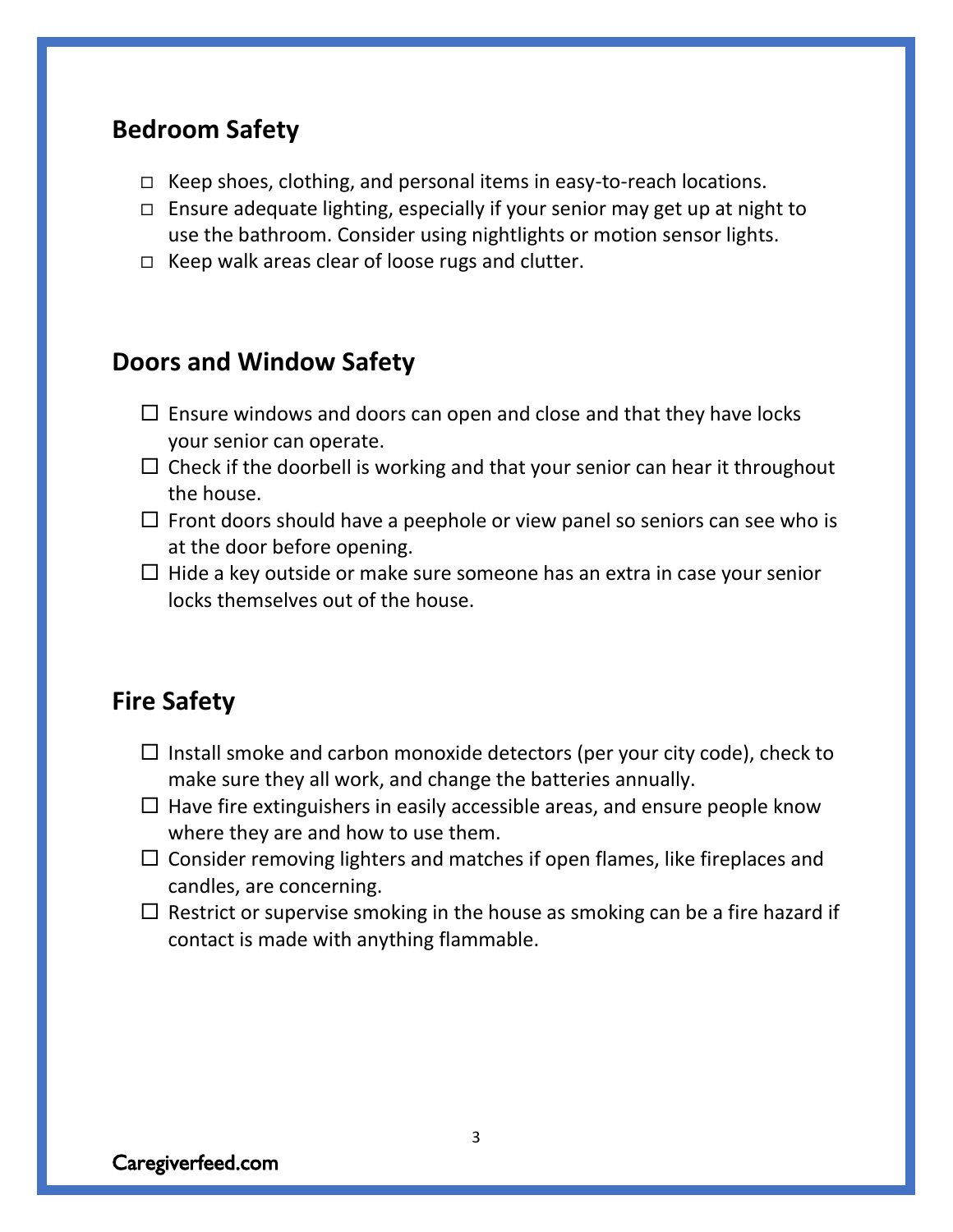## Bedroom Safety

- ☐ Keep shoes, clothing, and personal items in easy-to-reach locations.
- ☐ Ensure adequate lighting, especially if your senior may get up at night to use the bathroom. Consider using nightlights or motion sensor lights.
- ☐ Keep walk areas clear of loose rugs and clutter.

## Doors and Window Safety

- ☐ Ensure windows and doors can open and close and that they have locks your senior can operate.
- ☐ Check if the doorbell is working and that your senior can hear it throughout the house.
- ☐ Front doors should have a peephole or view panel so seniors can see who is at the door before opening.
- ☐ Hide a key outside or make sure someone has an extra in case your senior locks themselves out of the house.

## Fire Safety

- ☐ Install smoke and carbon monoxide detectors (per your city code), check to make sure they all work, and change the batteries annually.
- ☐ Have fire extinguishers in easily accessible areas, and ensure people know where they are and how to use them.
- ☐ Consider removing lighters and matches if open flames, like fireplaces and candles, are concerning.
- ☐ Restrict or supervise smoking in the house as smoking can be a fire hazard if contact is made with anything flammable.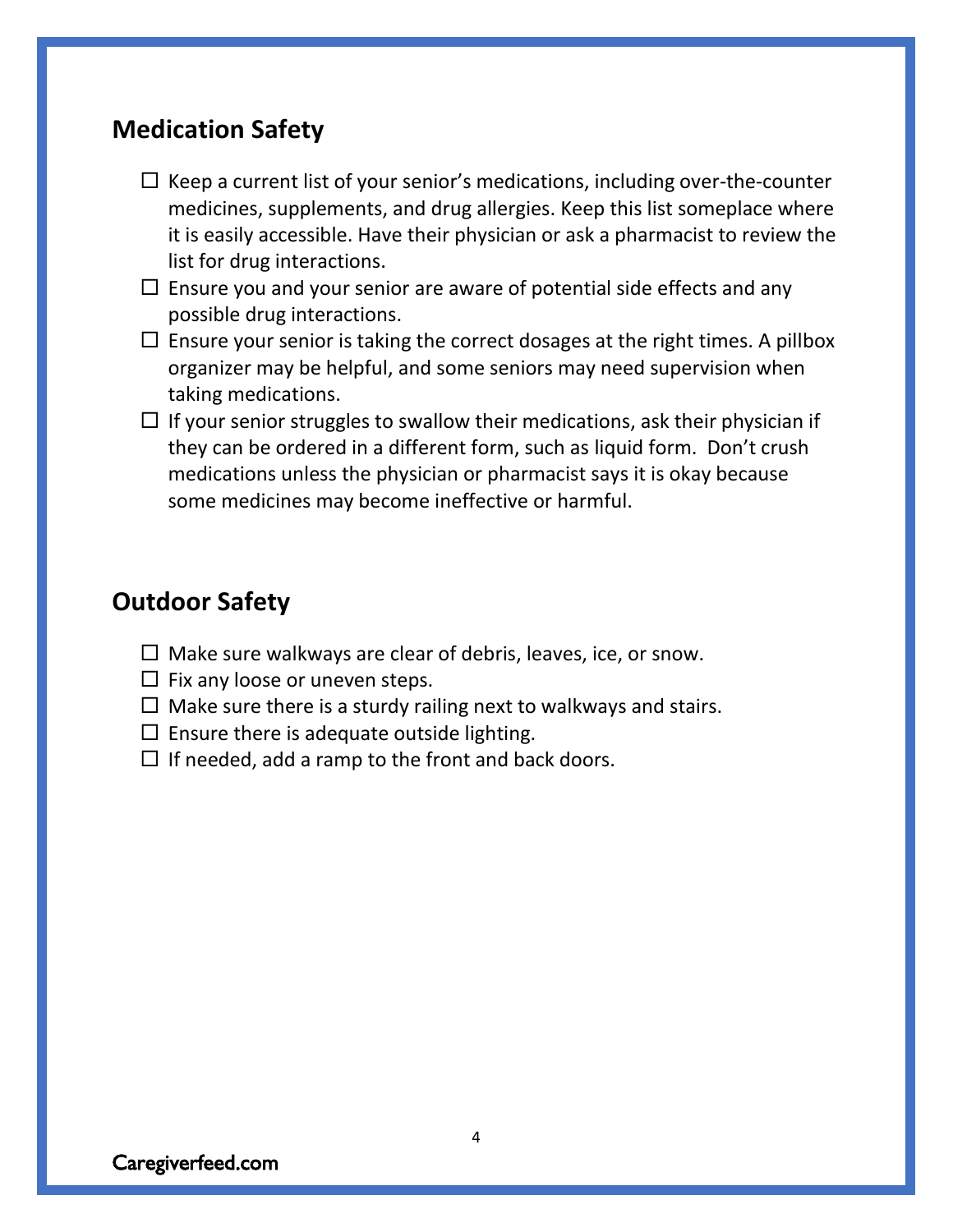## Medication Safety

- ☐ Keep a current list of your senior's medications, including over-the-counter medicines, supplements, and drug allergies. Keep this list someplace where it is easily accessible. Have their physician or ask a pharmacist to review the list for drug interactions.
- ☐ Ensure you and your senior are aware of potential side effects and any possible drug interactions.
- ☐ Ensure your senior is taking the correct dosages at the right times. A pillbox organizer may be helpful, and some seniors may need supervision when taking medications.
- ☐ If your senior struggles to swallow their medications, ask their physician if they can be ordered in a different form, such as liquid form. Don't crush medications unless the physician or pharmacist says it is okay because some medicines may become ineffective or harmful.

## Outdoor Safety

- ☐ Make sure walkways are clear of debris, leaves, ice, or snow.
- ☐ Fix any loose or uneven steps.
- ☐ Make sure there is a sturdy railing next to walkways and stairs.
- ☐ Ensure there is adequate outside lighting.
- ☐ If needed, add a ramp to the front and back doors.